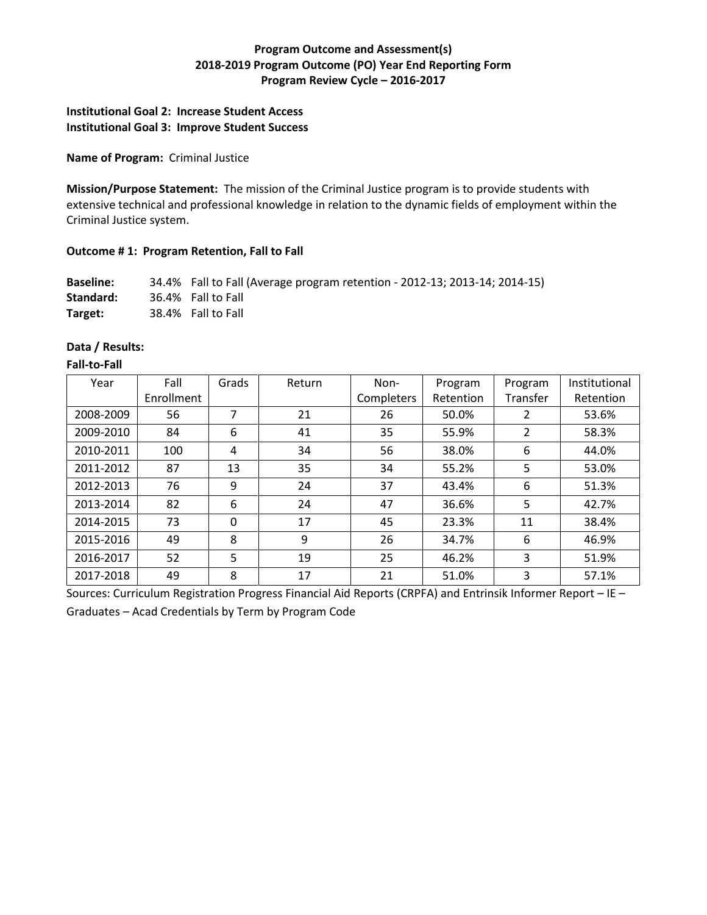**Program Outcome and Assessment(s)**
**2018-2019 Program Outcome (PO) Year End Reporting Form**
**Program Review Cycle – 2016-2017**

**Institutional Goal 2: Increase Student Access**
**Institutional Goal 3: Improve Student Success**

**Name of Program:** Criminal Justice

**Mission/Purpose Statement:** The mission of the Criminal Justice program is to provide students with extensive technical and professional knowledge in relation to the dynamic fields of employment within the Criminal Justice system.

**Outcome # 1: Program Retention, Fall to Fall**

**Baseline:** 34.4% Fall to Fall (Average program retention - 2012-13; 2013-14; 2014-15)
**Standard:** 36.4% Fall to Fall
**Target:** 38.4% Fall to Fall

**Data / Results:**

**Fall-to-Fall**

| Year | Fall Enrollment | Grads | Return | Non-Completers | Program Retention | Program Transfer | Institutional Retention |
|---|---|---|---|---|---|---|---|
| 2008-2009 | 56 | 7 | 21 | 26 | 50.0% | 2 | 53.6% |
| 2009-2010 | 84 | 6 | 41 | 35 | 55.9% | 2 | 58.3% |
| 2010-2011 | 100 | 4 | 34 | 56 | 38.0% | 6 | 44.0% |
| 2011-2012 | 87 | 13 | 35 | 34 | 55.2% | 5 | 53.0% |
| 2012-2013 | 76 | 9 | 24 | 37 | 43.4% | 6 | 51.3% |
| 2013-2014 | 82 | 6 | 24 | 47 | 36.6% | 5 | 42.7% |
| 2014-2015 | 73 | 0 | 17 | 45 | 23.3% | 11 | 38.4% |
| 2015-2016 | 49 | 8 | 9 | 26 | 34.7% | 6 | 46.9% |
| 2016-2017 | 52 | 5 | 19 | 25 | 46.2% | 3 | 51.9% |
| 2017-2018 | 49 | 8 | 17 | 21 | 51.0% | 3 | 57.1% |

Sources: Curriculum Registration Progress Financial Aid Reports (CRPFA) and Entrinsik Informer Report – IE – Graduates – Acad Credentials by Term by Program Code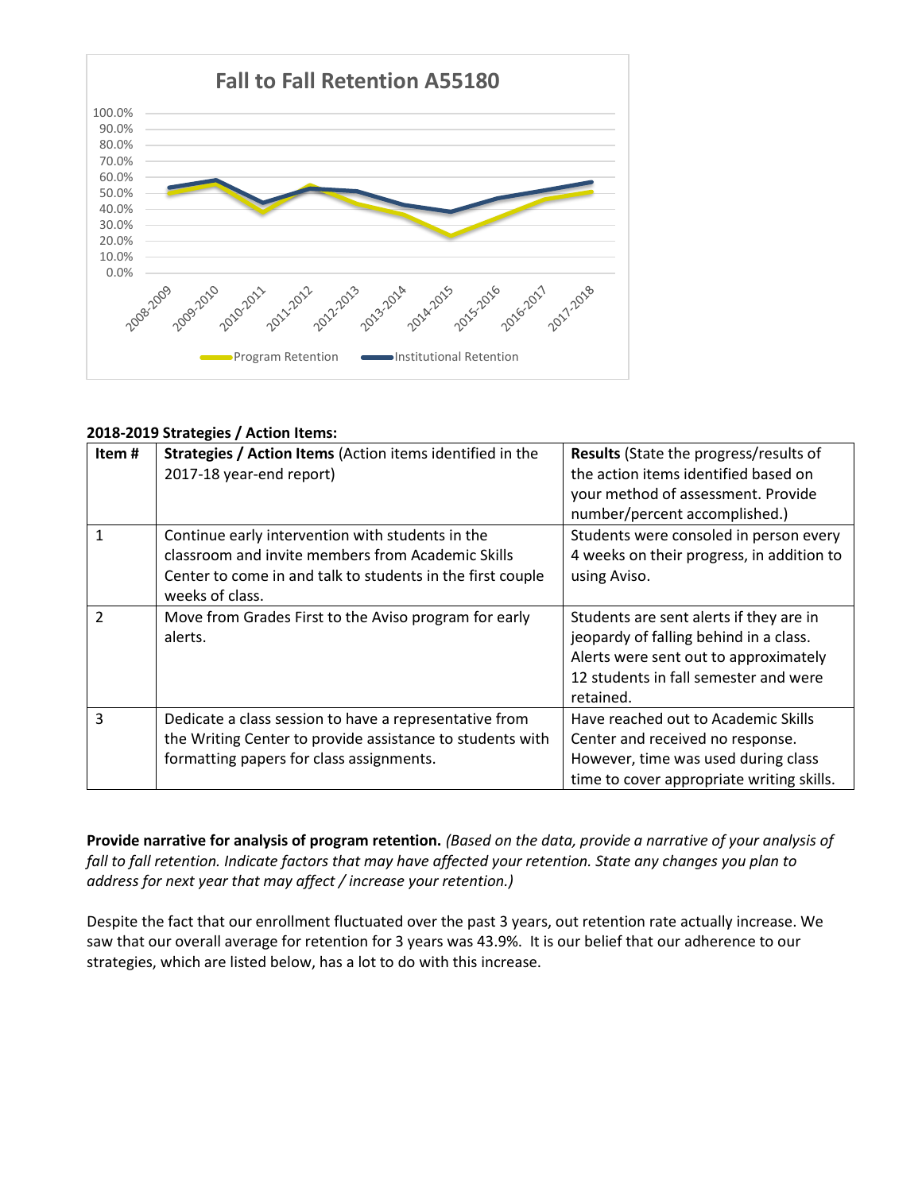Fall to Fall Retention A55180

100.0%
90.0%
80.0%
70.0%
60.0%
50.0%
40.0%
30.0%
20.0%
10.0%
0.0%

2008-2009 2009-2010 2010-2011 2011-2012 2012-2013 2013-2014 2014-2015 2015-2016 2016-2017 2017-2018

Program Retention Institutional Retention

**2018-2019 Strategies / Action Items:**

| Item # | **Strategies / Action Items** (Action items identified in the 2017-18 year-end report) | **Results** (State the progress/results of the action items identified based on your method of assessment. Provide number/percent accomplished.) |
|---|---|---|
| 1 | Continue early intervention with students in the classroom and invite members from Academic Skills Center to come in and talk to students in the first couple weeks of class. | Students were consoled in person every 4 weeks on their progress, in addition to using Aviso. |
| 2 | Move from Grades First to the Aviso program for early alerts. | Students are sent alerts if they are in jeopardy of falling behind in a class. Alerts were sent out to approximately 12 students in fall semester and were retained. |
| 3 | Dedicate a class session to have a representative from the Writing Center to provide assistance to students with formatting papers for class assignments. | Have reached out to Academic Skills Center and received no response. However, time was used during class time to cover appropriate writing skills. |

**Provide narrative for analysis of program retention.** *(Based on the data, provide a narrative of your analysis of fall to fall retention. Indicate factors that may have affected your retention. State any changes you plan to address for next year that may affect / increase your retention.)*

Despite the fact that our enrollment fluctuated over the past 3 years, out retention rate actually increase. We saw that our overall average for retention for 3 years was 43.9%. It is our belief that our adherence to our strategies, which are listed below, has a lot to do with this increase.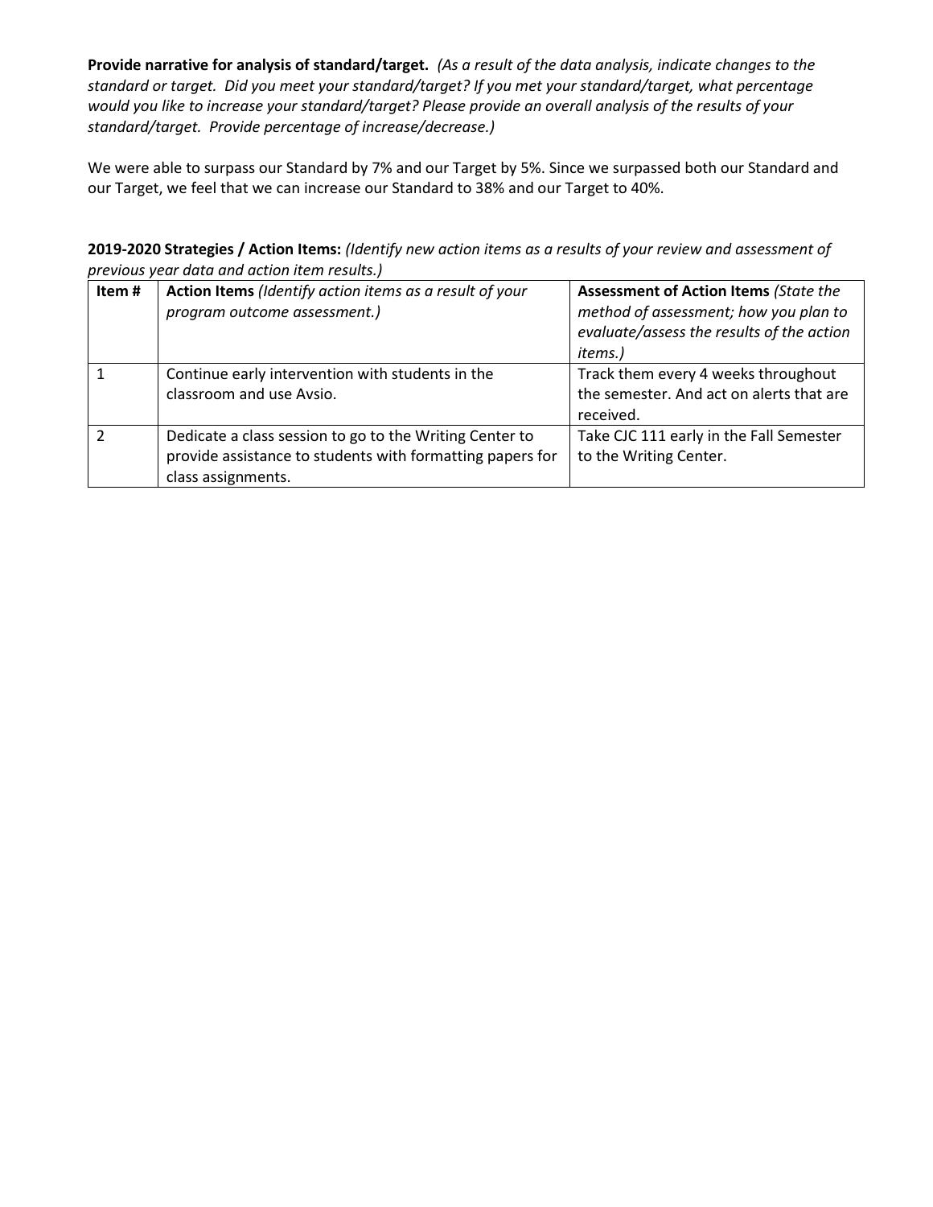**Provide narrative for analysis of standard/target.** *(As a result of the data analysis, indicate changes to the standard or target. Did you meet your standard/target? If you met your standard/target, what percentage would you like to increase your standard/target? Please provide an overall analysis of the results of your standard/target. Provide percentage of increase/decrease.)*

We were able to surpass our Standard by 7% and our Target by 5%. Since we surpassed both our Standard and our Target, we feel that we can increase our Standard to 38% and our Target to 40%.

**2019-2020 Strategies / Action Items:** *(Identify new action items as a results of your review and assessment of previous year data and action item results.)*

| Item # | **Action Items** *(Identify action items as a result of your program outcome assessment.)* | **Assessment of Action Items** *(State the method of assessment; how you plan to evaluate/assess the results of the action items.)* |
|---|---|---|
| 1 | Continue early intervention with students in the classroom and use Avsio. | Track them every 4 weeks throughout the semester. And act on alerts that are received. |
| 2 | Dedicate a class session to go to the Writing Center to provide assistance to students with formatting papers for class assignments. | Take CJC 111 early in the Fall Semester to the Writing Center. |